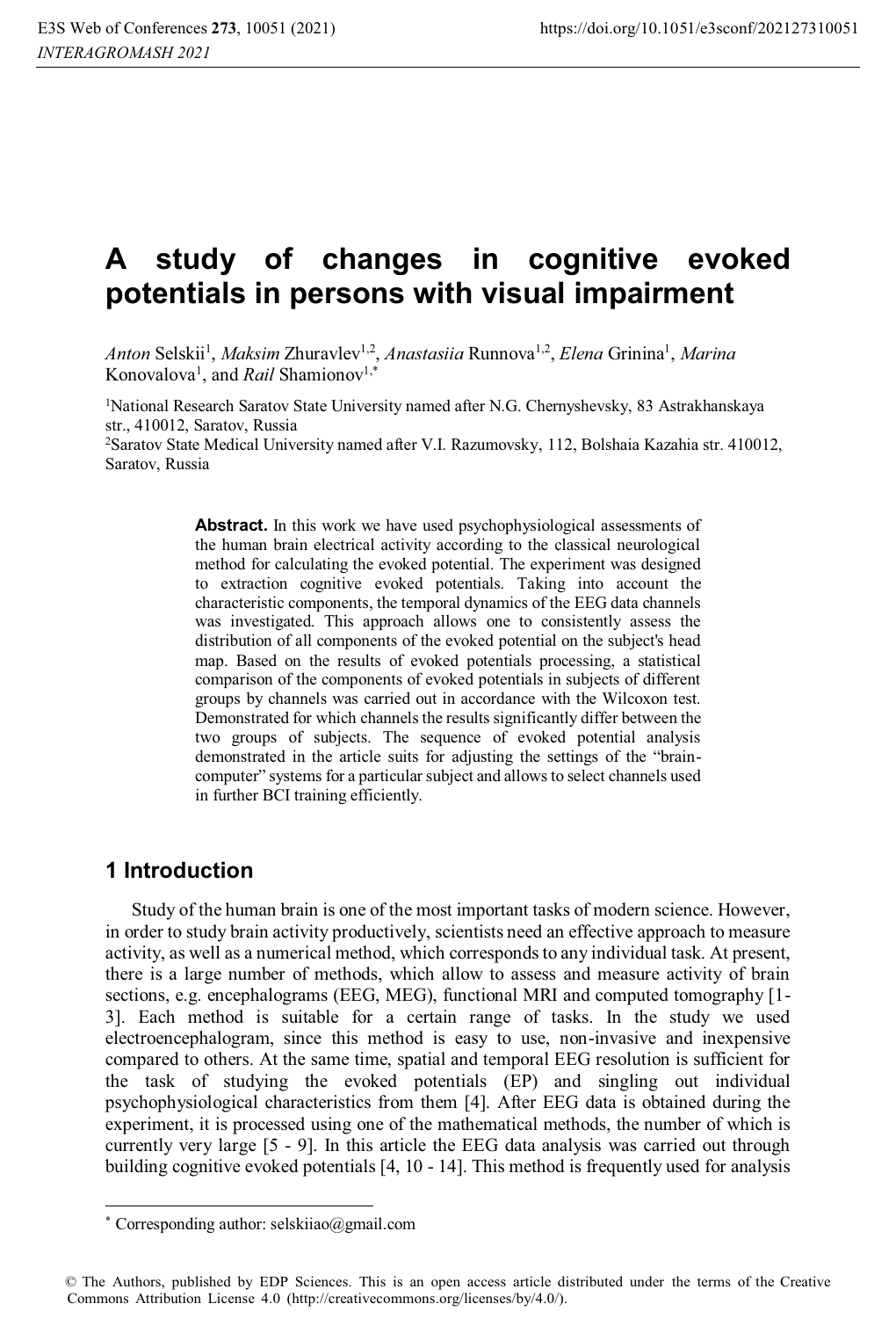# A study of changes in cognitive evoked potentials in persons with visual impairment

*Anton* Selskii[1], *Maksim* Zhuravlev[1,2], *Anastasiia* Runnova[1,2], *Elena* Grinina[1], *Marina* Konovalova[1], and *Rail* Shamionov[1,*]

[1]National Research Saratov State University named after N.G. Chernyshevsky, 83 Astrakhanskaya str., 410012, Saratov, Russia

[2]Saratov State Medical University named after V.I. Razumovsky, 112, Bolshaia Kazahia str. 410012, Saratov, Russia

**Abstract.** In this work we have used psychophysiological assessments of the human brain electrical activity according to the classical neurological method for calculating the evoked potential. The experiment was designed to extraction cognitive evoked potentials. Taking into account the characteristic components, the temporal dynamics of the EEG data channels was investigated. This approach allows one to consistently assess the distribution of all components of the evoked potential on the subject's head map. Based on the results of evoked potentials processing, a statistical comparison of the components of evoked potentials in subjects of different groups by channels was carried out in accordance with the Wilcoxon test. Demonstrated for which channels the results significantly differ between the two groups of subjects. The sequence of evoked potential analysis demonstrated in the article suits for adjusting the settings of the "brain-computer" systems for a particular subject and allows to select channels used in further BCI training efficiently.

## 1 Introduction

Study of the human brain is one of the most important tasks of modern science. However, in order to study brain activity productively, scientists need an effective approach to measure activity, as well as a numerical method, which corresponds to any individual task. At present, there is a large number of methods, which allow to assess and measure activity of brain sections, e.g. encephalograms (EEG, MEG), functional MRI and computed tomography [1-3]. Each method is suitable for a certain range of tasks. In the study we used electroencephalogram, since this method is easy to use, non-invasive and inexpensive compared to others. At the same time, spatial and temporal EEG resolution is sufficient for the task of studying the evoked potentials (EP) and singling out individual psychophysiological characteristics from them [4]. After EEG data is obtained during the experiment, it is processed using one of the mathematical methods, the number of which is currently very large [5 - 9]. In this article the EEG data analysis was carried out through building cognitive evoked potentials [4, 10 - 14]. This method is frequently used for analysis

* Corresponding author: selskiiao@gmail.com

© The Authors, published by EDP Sciences. This is an open access article distributed under the terms of the Creative Commons Attribution License 4.0 (http://creativecommons.org/licenses/by/4.0/).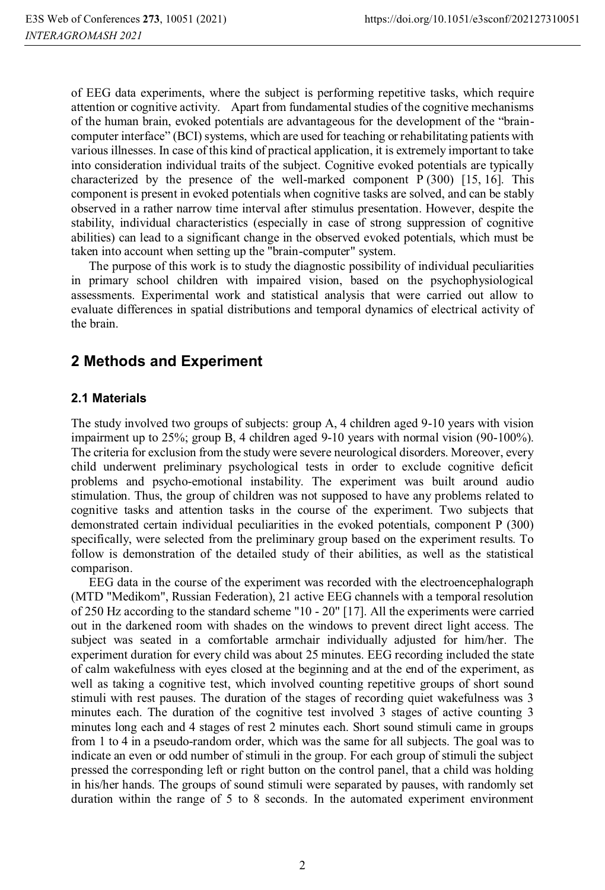of EEG data experiments, where the subject is performing repetitive tasks, which require attention or cognitive activity. Apart from fundamental studies of the cognitive mechanisms of the human brain, evoked potentials are advantageous for the development of the "brain-computer interface" (BCI) systems, which are used for teaching or rehabilitating patients with various illnesses. In case of this kind of practical application, it is extremely important to take into consideration individual traits of the subject. Cognitive evoked potentials are typically characterized by the presence of the well-marked component P (300) [15, 16]. This component is present in evoked potentials when cognitive tasks are solved, and can be stably observed in a rather narrow time interval after stimulus presentation. However, despite the stability, individual characteristics (especially in case of strong suppression of cognitive abilities) can lead to a significant change in the observed evoked potentials, which must be taken into account when setting up the "brain-computer" system.

The purpose of this work is to study the diagnostic possibility of individual peculiarities in primary school children with impaired vision, based on the psychophysiological assessments. Experimental work and statistical analysis that were carried out allow to evaluate differences in spatial distributions and temporal dynamics of electrical activity of the brain.

## 2 Methods and Experiment

### 2.1 Materials

The study involved two groups of subjects: group A, 4 children aged 9-10 years with vision impairment up to 25%; group B, 4 children aged 9-10 years with normal vision (90-100%). The criteria for exclusion from the study were severe neurological disorders. Moreover, every child underwent preliminary psychological tests in order to exclude cognitive deficit problems and psycho-emotional instability. The experiment was built around audio stimulation. Thus, the group of children was not supposed to have any problems related to cognitive tasks and attention tasks in the course of the experiment. Two subjects that demonstrated certain individual peculiarities in the evoked potentials, component P (300) specifically, were selected from the preliminary group based on the experiment results. To follow is demonstration of the detailed study of their abilities, as well as the statistical comparison.

EEG data in the course of the experiment was recorded with the electroencephalograph (MTD "Medikom", Russian Federation), 21 active EEG channels with a temporal resolution of 250 Hz according to the standard scheme "10 - 20" [17]. All the experiments were carried out in the darkened room with shades on the windows to prevent direct light access. The subject was seated in a comfortable armchair individually adjusted for him/her. The experiment duration for every child was about 25 minutes. EEG recording included the state of calm wakefulness with eyes closed at the beginning and at the end of the experiment, as well as taking a cognitive test, which involved counting repetitive groups of short sound stimuli with rest pauses. The duration of the stages of recording quiet wakefulness was 3 minutes each. The duration of the cognitive test involved 3 stages of active counting 3 minutes long each and 4 stages of rest 2 minutes each. Short sound stimuli came in groups from 1 to 4 in a pseudo-random order, which was the same for all subjects. The goal was to indicate an even or odd number of stimuli in the group. For each group of stimuli the subject pressed the corresponding left or right button on the control panel, that a child was holding in his/her hands. The groups of sound stimuli were separated by pauses, with randomly set duration within the range of 5 to 8 seconds. In the automated experiment environment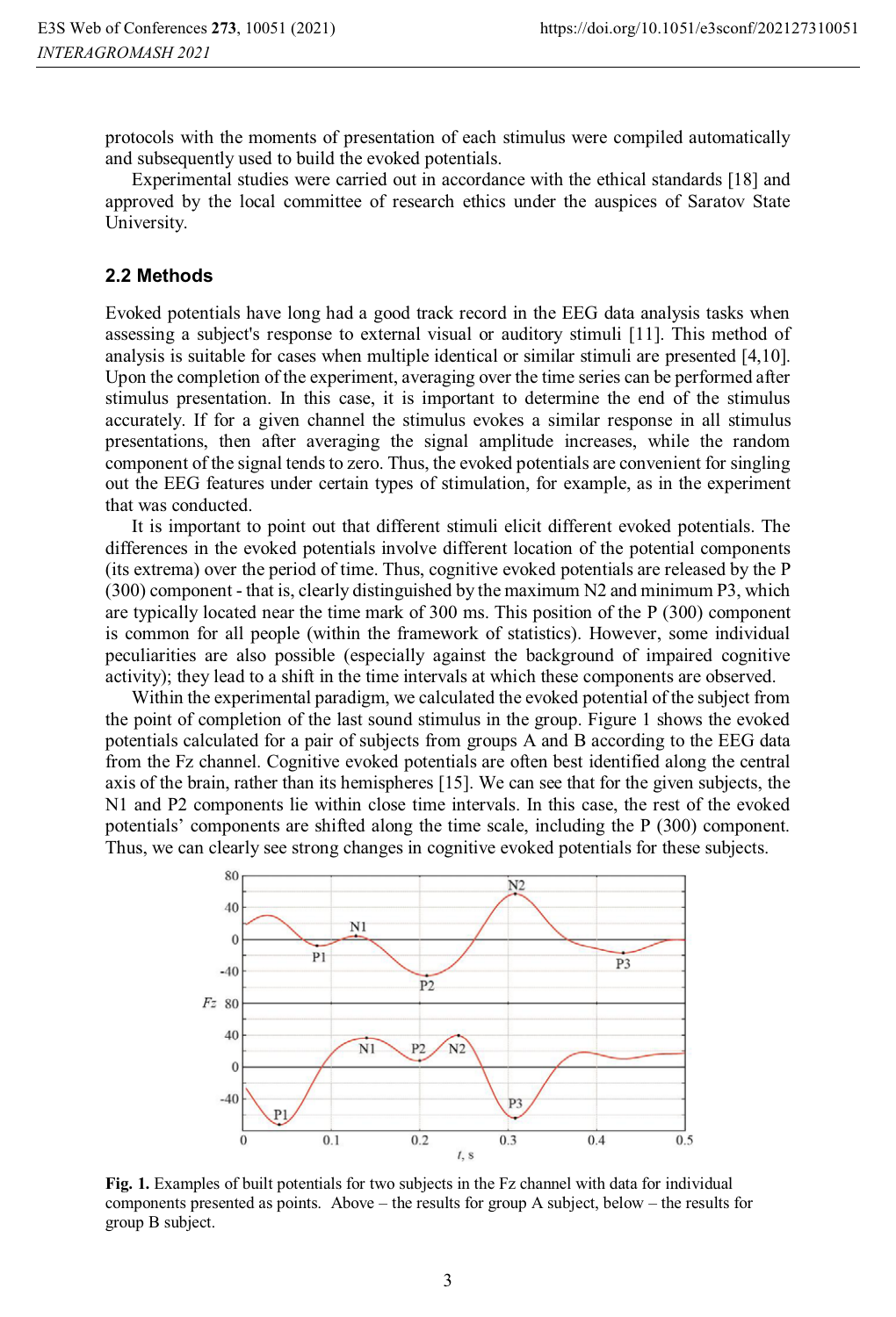protocols with the moments of presentation of each stimulus were compiled automatically and subsequently used to build the evoked potentials.

Experimental studies were carried out in accordance with the ethical standards [18] and approved by the local committee of research ethics under the auspices of Saratov State University.

### 2.2 Methods

Evoked potentials have long had a good track record in the EEG data analysis tasks when assessing a subject's response to external visual or auditory stimuli [11]. This method of analysis is suitable for cases when multiple identical or similar stimuli are presented [4,10]. Upon the completion of the experiment, averaging over the time series can be performed after stimulus presentation. In this case, it is important to determine the end of the stimulus accurately. If for a given channel the stimulus evokes a similar response in all stimulus presentations, then after averaging the signal amplitude increases, while the random component of the signal tends to zero. Thus, the evoked potentials are convenient for singling out the EEG features under certain types of stimulation, for example, as in the experiment that was conducted.

It is important to point out that different stimuli elicit different evoked potentials. The differences in the evoked potentials involve different location of the potential components (its extrema) over the period of time. Thus, cognitive evoked potentials are released by the P (300) component - that is, clearly distinguished by the maximum N2 and minimum P3, which are typically located near the time mark of 300 ms. This position of the P (300) component is common for all people (within the framework of statistics). However, some individual peculiarities are also possible (especially against the background of impaired cognitive activity); they lead to a shift in the time intervals at which these components are observed.

Within the experimental paradigm, we calculated the evoked potential of the subject from the point of completion of the last sound stimulus in the group. Figure 1 shows the evoked potentials calculated for a pair of subjects from groups A and B according to the EEG data from the Fz channel. Cognitive evoked potentials are often best identified along the central axis of the brain, rather than its hemispheres [15]. We can see that for the given subjects, the N1 and P2 components lie within close time intervals. In this case, the rest of the evoked potentials' components are shifted along the time scale, including the P (300) component. Thus, we can clearly see strong changes in cognitive evoked potentials for these subjects.

**Fig. 1.** Examples of built potentials for two subjects in the Fz channel with data for individual components presented as points. Above – the results for group A subject, below – the results for group B subject.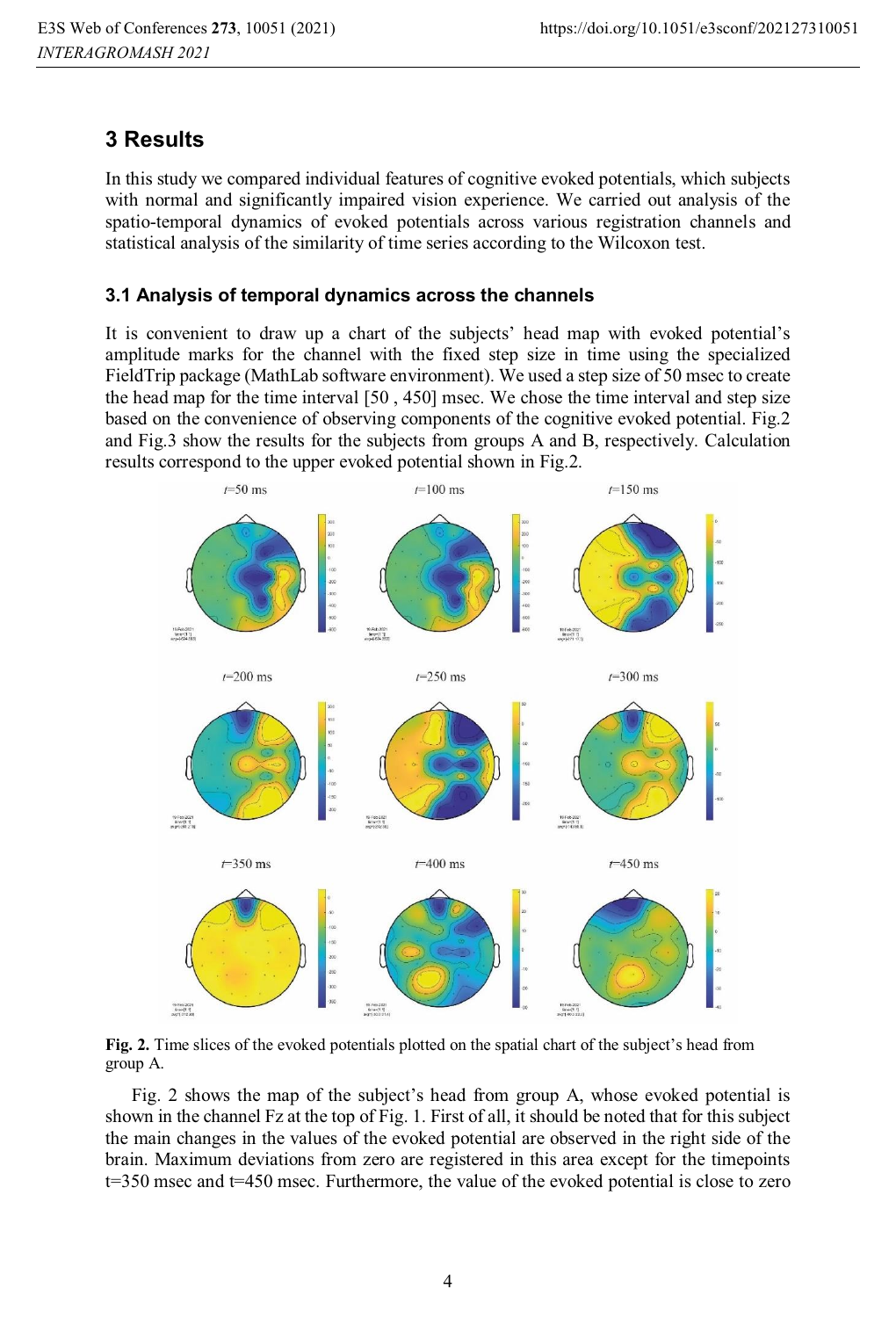## 3 Results

In this study we compared individual features of cognitive evoked potentials, which subjects with normal and significantly impaired vision experience. We carried out analysis of the spatio-temporal dynamics of evoked potentials across various registration channels and statistical analysis of the similarity of time series according to the Wilcoxon test.

### 3.1 Analysis of temporal dynamics across the channels

It is convenient to draw up a chart of the subjects' head map with evoked potential's amplitude marks for the channel with the fixed step size in time using the specialized FieldTrip package (MathLab software environment). We used a step size of 50 msec to create the head map for the time interval [50 , 450] msec. We chose the time interval and step size based on the convenience of observing components of the cognitive evoked potential. Fig.2 and Fig.3 show the results for the subjects from groups A and B, respectively. Calculation results correspond to the upper evoked potential shown in Fig.2.

**Fig. 2.** Time slices of the evoked potentials plotted on the spatial chart of the subject's head from group A.

Fig. 2 shows the map of the subject's head from group A, whose evoked potential is shown in the channel Fz at the top of Fig. 1. First of all, it should be noted that for this subject the main changes in the values of the evoked potential are observed in the right side of the brain. Maximum deviations from zero are registered in this area except for the timepoints t=350 msec and t=450 msec. Furthermore, the value of the evoked potential is close to zero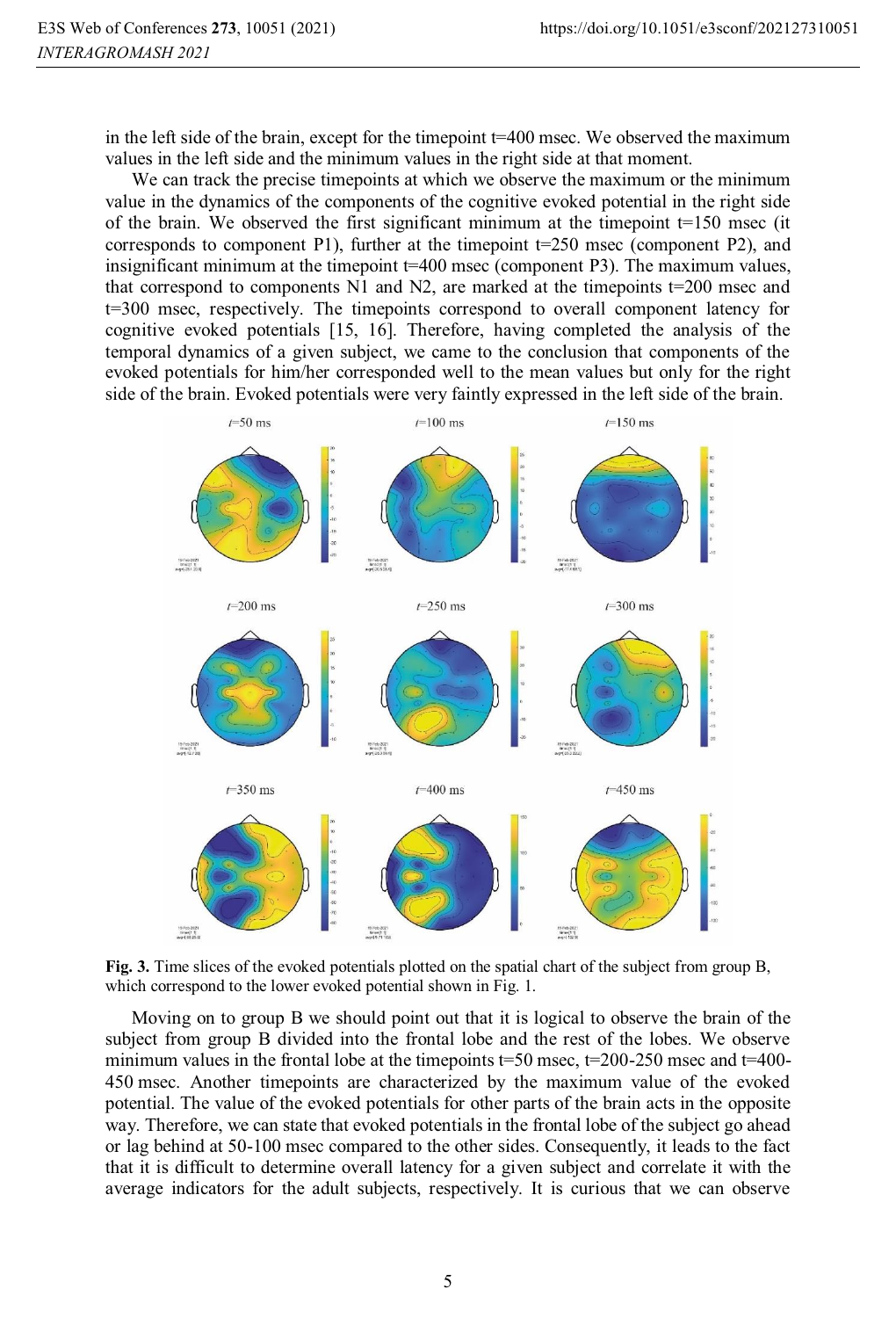in the left side of the brain, except for the timepoint t=400 msec. We observed the maximum values in the left side and the minimum values in the right side at that moment.

We can track the precise timepoints at which we observe the maximum or the minimum value in the dynamics of the components of the cognitive evoked potential in the right side of the brain. We observed the first significant minimum at the timepoint t=150 msec (it corresponds to component P1), further at the timepoint t=250 msec (component P2), and insignificant minimum at the timepoint t=400 msec (component P3). The maximum values, that correspond to components N1 and N2, are marked at the timepoints t=200 msec and t=300 msec, respectively. The timepoints correspond to overall component latency for cognitive evoked potentials [15, 16]. Therefore, having completed the analysis of the temporal dynamics of a given subject, we came to the conclusion that components of the evoked potentials for him/her corresponded well to the mean values but only for the right side of the brain. Evoked potentials were very faintly expressed in the left side of the brain.

**Fig. 3.** Time slices of the evoked potentials plotted on the spatial chart of the subject from group B, which correspond to the lower evoked potential shown in Fig. 1.

Moving on to group B we should point out that it is logical to observe the brain of the subject from group B divided into the frontal lobe and the rest of the lobes. We observe minimum values in the frontal lobe at the timepoints t=50 msec, t=200-250 msec and t=400-450 msec. Another timepoints are characterized by the maximum value of the evoked potential. The value of the evoked potentials for other parts of the brain acts in the opposite way. Therefore, we can state that evoked potentials in the frontal lobe of the subject go ahead or lag behind at 50-100 msec compared to the other sides. Consequently, it leads to the fact that it is difficult to determine overall latency for a given subject and correlate it with the average indicators for the adult subjects, respectively. It is curious that we can observe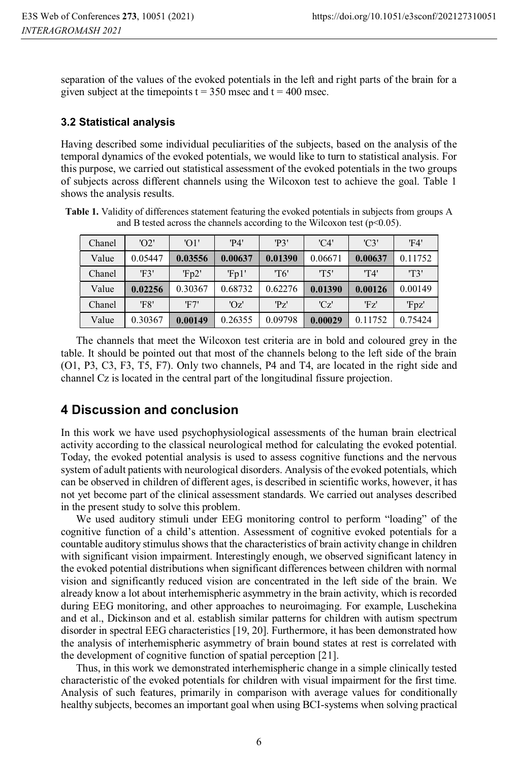separation of the values of the evoked potentials in the left and right parts of the brain for a given subject at the timepoints t = 350 msec and t = 400 msec.

### 3.2 Statistical analysis

Having described some individual peculiarities of the subjects, based on the analysis of the temporal dynamics of the evoked potentials, we would like to turn to statistical analysis. For this purpose, we carried out statistical assessment of the evoked potentials in the two groups of subjects across different channels using the Wilcoxon test to achieve the goal. Table 1 shows the analysis results.

**Table 1.** Validity of differences statement featuring the evoked potentials in subjects from groups A and B tested across the channels according to the Wilcoxon test ($p<0.05$).

| Chanel | 'O2' | 'O1' | 'P4' | 'P3' | 'C4' | 'C3' | 'F4' |
|---|---|---|---|---|---|---|---|
| Value | 0.05447 | **0.03556** | **0.00637** | **0.01390** | 0.06671 | **0.00637** | 0.11752 |
| Chanel | 'F3' | 'Fp2' | 'Fp1' | 'T6' | 'T5' | 'T4' | 'T3' |
| Value | **0.02256** | 0.30367 | 0.68732 | 0.62276 | **0.01390** | **0.00126** | 0.00149 |
| Chanel | 'F8' | 'F7' | 'Oz' | 'Pz' | 'Cz' | 'Fz' | 'Fpz' |
| Value | 0.30367 | **0.00149** | 0.26355 | 0.09798 | **0.00029** | 0.11752 | 0.75424 |

The channels that meet the Wilcoxon test criteria are in bold and coloured grey in the table. It should be pointed out that most of the channels belong to the left side of the brain (O1, P3, C3, F3, T5, F7). Only two channels, P4 and T4, are located in the right side and channel Cz is located in the central part of the longitudinal fissure projection.

## 4 Discussion and conclusion

In this work we have used psychophysiological assessments of the human brain electrical activity according to the classical neurological method for calculating the evoked potential. Today, the evoked potential analysis is used to assess cognitive functions and the nervous system of adult patients with neurological disorders. Analysis of the evoked potentials, which can be observed in children of different ages, is described in scientific works, however, it has not yet become part of the clinical assessment standards. We carried out analyses described in the present study to solve this problem.

We used auditory stimuli under EEG monitoring control to perform "loading" of the cognitive function of a child's attention. Assessment of cognitive evoked potentials for a countable auditory stimulus shows that the characteristics of brain activity change in children with significant vision impairment. Interestingly enough, we observed significant latency in the evoked potential distributions when significant differences between children with normal vision and significantly reduced vision are concentrated in the left side of the brain. We already know a lot about interhemispheric asymmetry in the brain activity, which is recorded during EEG monitoring, and other approaches to neuroimaging. For example, Luschekina and et al., Dickinson and et al. establish similar patterns for children with autism spectrum disorder in spectral EEG characteristics [19, 20]. Furthermore, it has been demonstrated how the analysis of interhemispheric asymmetry of brain bound states at rest is correlated with the development of cognitive function of spatial perception [21].

Thus, in this work we demonstrated interhemispheric change in a simple clinically tested characteristic of the evoked potentials for children with visual impairment for the first time. Analysis of such features, primarily in comparison with average values for conditionally healthy subjects, becomes an important goal when using BCI-systems when solving practical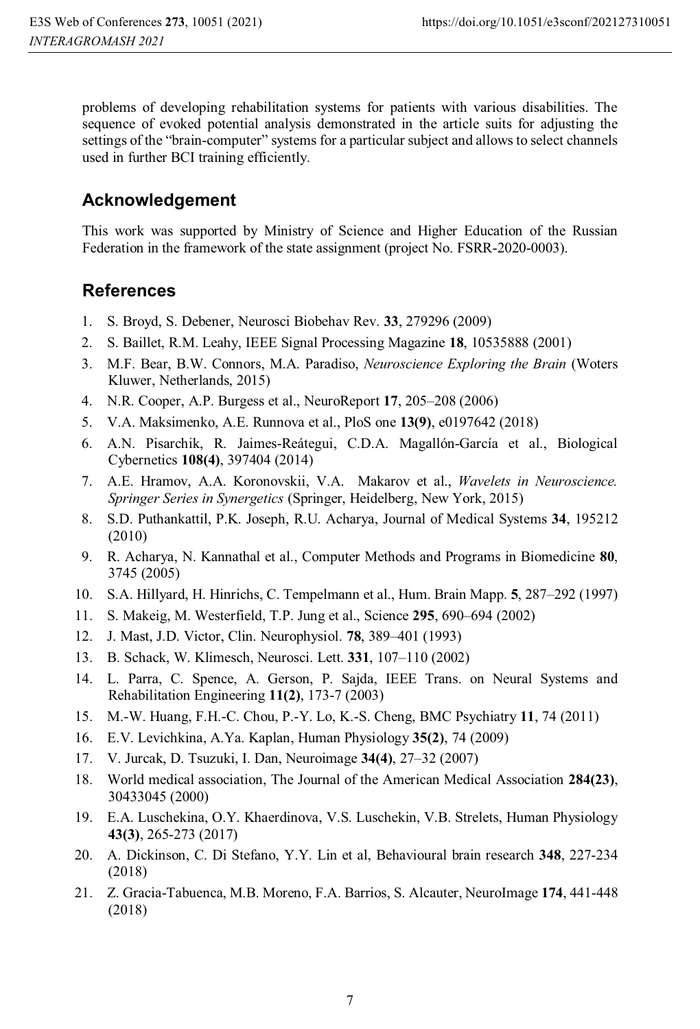problems of developing rehabilitation systems for patients with various disabilities. The sequence of evoked potential analysis demonstrated in the article suits for adjusting the settings of the "brain-computer" systems for a particular subject and allows to select channels used in further BCI training efficiently.

## Acknowledgement

This work was supported by Ministry of Science and Higher Education of the Russian Federation in the framework of the state assignment (project No. FSRR-2020-0003).

## References

1. S. Broyd, S. Debener, Neurosci Biobehav Rev. **33**, 279296 (2009)
2. S. Baillet, R.M. Leahy, IEEE Signal Processing Magazine **18**, 10535888 (2001)
3. M.F. Bear, B.W. Connors, M.A. Paradiso, *Neuroscience Exploring the Brain* (Woters Kluwer, Netherlands, 2015)
4. N.R. Cooper, A.P. Burgess et al., NeuroReport **17**, 205–208 (2006)
5. V.A. Maksimenko, A.E. Runnova et al., PloS one **13(9)**, e0197642 (2018)
6. A.N. Pisarchik, R. Jaimes-Reátegui, C.D.A. Magallón-García et al., Biological Cybernetics **108(4)**, 397404 (2014)
7. A.E. Hramov, A.A. Koronovskii, V.A. Makarov et al., *Wavelets in Neuroscience. Springer Series in Synergetics* (Springer, Heidelberg, New York, 2015)
8. S.D. Puthankattil, P.K. Joseph, R.U. Acharya, Journal of Medical Systems **34**, 195212 (2010)
9. R. Acharya, N. Kannathal et al., Computer Methods and Programs in Biomedicine **80**, 3745 (2005)
10. S.A. Hillyard, H. Hinrichs, C. Tempelmann et al., Hum. Brain Mapp. **5**, 287–292 (1997)
11. S. Makeig, M. Westerfield, T.P. Jung et al., Science **295**, 690–694 (2002)
12. J. Mast, J.D. Victor, Clin. Neurophysiol. **78**, 389–401 (1993)
13. B. Schack, W. Klimesch, Neurosci. Lett. **331**, 107–110 (2002)
14. L. Parra, C. Spence, A. Gerson, P. Sajda, IEEE Trans. on Neural Systems and Rehabilitation Engineering **11(2)**, 173-7 (2003)
15. M.-W. Huang, F.H.-C. Chou, P.-Y. Lo, K.-S. Cheng, BMC Psychiatry **11**, 74 (2011)
16. E.V. Levichkina, A.Ya. Kaplan, Human Physiology **35(2)**, 74 (2009)
17. V. Jurcak, D. Tsuzuki, I. Dan, Neuroimage **34(4)**, 27–32 (2007)
18. World medical association, The Journal of the American Medical Association **284(23)**, 30433045 (2000)
19. E.A. Luschekina, O.Y. Khaerdinova, V.S. Luschekin, V.B. Strelets, Human Physiology **43(3)**, 265-273 (2017)
20. A. Dickinson, C. Di Stefano, Y.Y. Lin et al, Behavioural brain research **348**, 227-234 (2018)
21. Z. Gracia-Tabuenca, M.B. Moreno, F.A. Barrios, S. Alcauter, NeuroImage **174**, 441-448 (2018)